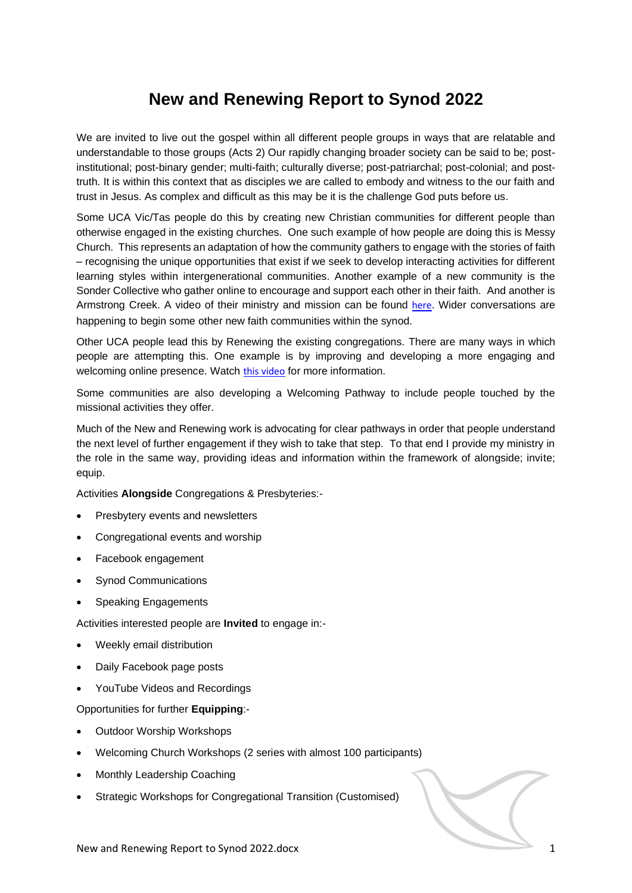# New and Renewing Report to Synod 2022

We are invited to live out the gospel within all different people groups in ways that are relatable and understandable to those groups (Acts 2) Our rapidly changing broader society can be said to be; post-institutional; post-binary gender; multi-faith; culturally diverse; post-patriarchal; post-colonial; and post-truth. It is within this context that as disciples we are called to embody and witness to the our faith and trust in Jesus. As complex and difficult as this may be it is the challenge God puts before us.

Some UCA Vic/Tas people do this by creating new Christian communities for different people than otherwise engaged in the existing churches. One such example of how people are doing this is Messy Church. This represents an adaptation of how the community gathers to engage with the stories of faith – recognising the unique opportunities that exist if we seek to develop interacting activities for different learning styles within intergenerational communities. Another example of a new community is the Sonder Collective who gather online to encourage and support each other in their faith. And another is Armstrong Creek. A video of their ministry and mission can be found here. Wider conversations are happening to begin some other new faith communities within the synod.

Other UCA people lead this by Renewing the existing congregations. There are many ways in which people are attempting this. One example is by improving and developing a more engaging and welcoming online presence. Watch this video for more information.

Some communities are also developing a Welcoming Pathway to include people touched by the missional activities they offer.

Much of the New and Renewing work is advocating for clear pathways in order that people understand the next level of further engagement if they wish to take that step. To that end I provide my ministry in the role in the same way, providing ideas and information within the framework of alongside; invite; equip.

Activities **Alongside** Congregations & Presbyteries:-

- Presbytery events and newsletters
- Congregational events and worship
- Facebook engagement
- Synod Communications
- Speaking Engagements

Activities interested people are **Invited** to engage in:-

- Weekly email distribution
- Daily Facebook page posts
- YouTube Videos and Recordings

Opportunities for further **Equipping**:-

- Outdoor Worship Workshops
- Welcoming Church Workshops (2 series with almost 100 participants)
- Monthly Leadership Coaching
- Strategic Workshops for Congregational Transition (Customised)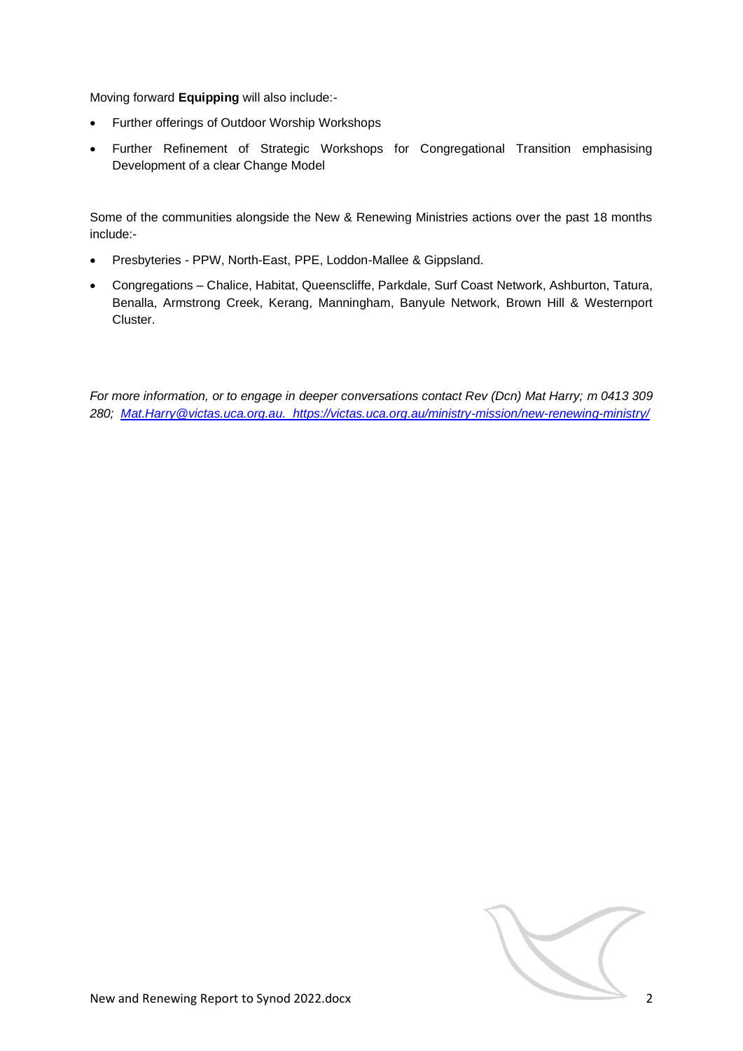Moving forward **Equipping** will also include:-

- Further offerings of Outdoor Worship Workshops
- Further Refinement of Strategic Workshops for Congregational Transition emphasising Development of a clear Change Model

Some of the communities alongside the New & Renewing Ministries actions over the past 18 months include:-

- Presbyteries - PPW, North-East, PPE, Loddon-Mallee & Gippsland.
- Congregations – Chalice, Habitat, Queenscliffe, Parkdale, Surf Coast Network, Ashburton, Tatura, Benalla, Armstrong Creek, Kerang, Manningham, Banyule Network, Brown Hill & Westernport Cluster.

*For more information, or to engage in deeper conversations contact Rev (Dcn) Mat Harry; m 0413 309 280; Mat.Harry@victas.uca.org.au. https://victas.uca.org.au/ministry-mission/new-renewing-ministry/*